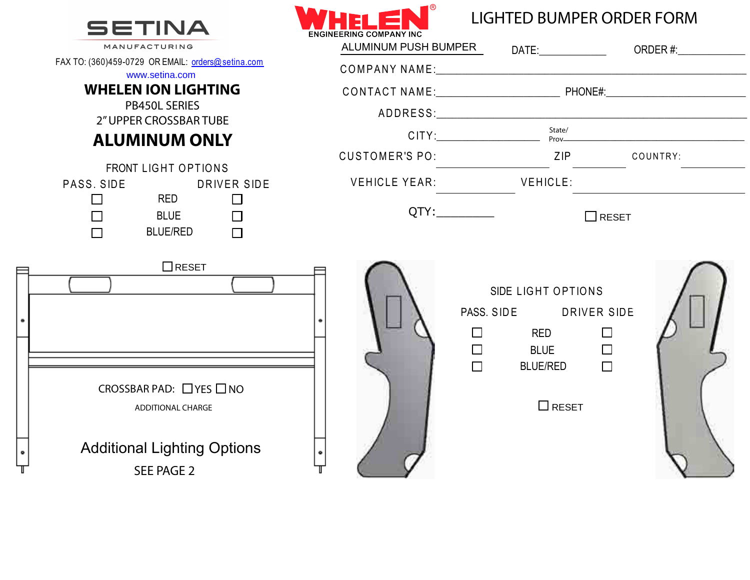SETINA
MANUFACTURING

FAX TO: (360)459-0729 OR EMAIL: orders@setina.com
www.setina.com

## WHELEN ION LIGHTING

PB450L SERIES
2" UPPER CROSSBAR TUBE

## ALUMINUM ONLY

### FRONT LIGHT OPTIONS

| PASS. SIDE | | DRIVER SIDE |
|---|---|---|
| ☐ | RED | ☐ |
| ☐ | BLUE | ☐ |
| ☐ | BLUE/RED | ☐ |

☐ RESET

CROSSBAR PAD: ☐ YES ☐ NO
ADDITIONAL CHARGE

Additional Lighting Options
SEE PAGE 2

WHELEN®
ENGINEERING COMPANY INC

# LIGHTED BUMPER ORDER FORM

ALUMINUM PUSH BUMPER

DATE:____________ ORDER #:____________

COMPANY NAME:________________________________________

CONTACT NAME:____________________ PHONE#:____________________

ADDRESS:________________________________________

CITY:____________________ State/Prov____________________

CUSTOMER'S PO:____________________ ZIP__________ COUNTRY:__________

VEHICLE YEAR:__________ VEHICLE:____________________

QTY:__________

☐ RESET

### SIDE LIGHT OPTIONS

| PASS. SIDE | | DRIVER SIDE |
|---|---|---|
| ☐ | RED | ☐ |
| ☐ | BLUE | ☐ |
| ☐ | BLUE/RED | ☐ |

☐ RESET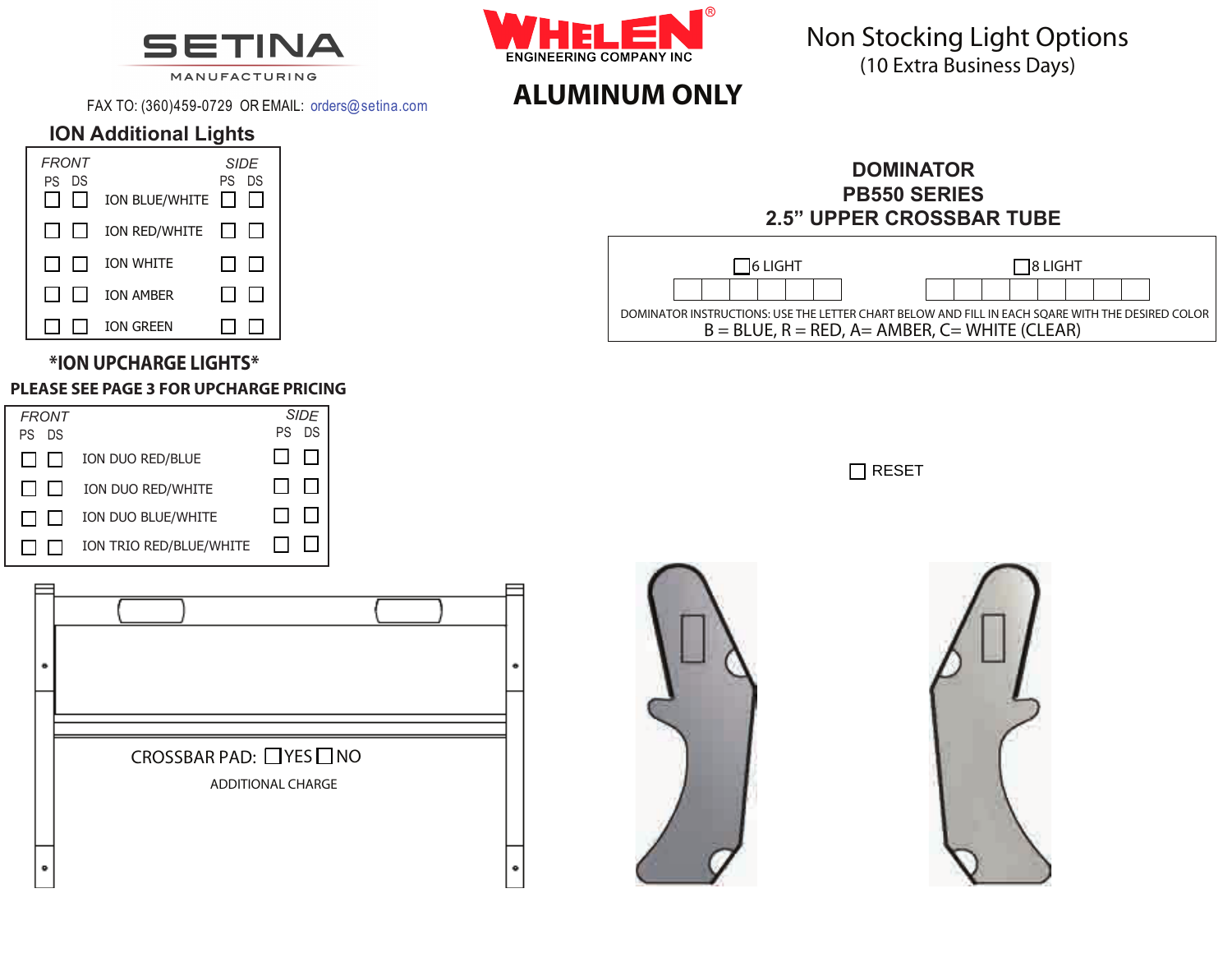SETINA MANUFACTURING

WHELEN ENGINEERING COMPANY INC

# Non Stocking Light Options
(10 Extra Business Days)

FAX TO: (360)459-0729 OR EMAIL: orders@setina.com

## ALUMINUM ONLY

## ION Additional Lights

| FRONT PS | FRONT DS | | SIDE PS | SIDE DS |
|---|---|---|---|---|
| ☐ | ☐ | ION BLUE/WHITE | ☐ | ☐ |
| ☐ | ☐ | ION RED/WHITE | ☐ | ☐ |
| ☐ | ☐ | ION WHITE | ☐ | ☐ |
| ☐ | ☐ | ION AMBER | ☐ | ☐ |
| ☐ | ☐ | ION GREEN | ☐ | ☐ |

## *ION UPCHARGE LIGHTS*

**PLEASE SEE PAGE 3 FOR UPCHARGE PRICING**

| FRONT PS | FRONT DS | | SIDE PS | SIDE DS |
|---|---|---|---|---|
| ☐ | ☐ | ION DUO RED/BLUE | ☐ | ☐ |
| ☐ | ☐ | ION DUO RED/WHITE | ☐ | ☐ |
| ☐ | ☐ | ION DUO BLUE/WHITE | ☐ | ☐ |
| ☐ | ☐ | ION TRIO RED/BLUE/WHITE | ☐ | ☐ |

## DOMINATOR
## PB550 SERIES
## 2.5" UPPER CROSSBAR TUBE

☐ 6 LIGHT

| | | | | | |
|---|---|---|---|---|---|
| | | | | | |

☐ 8 LIGHT

| | | | | | | | |
|---|---|---|---|---|---|---|---|
| | | | | | | | |

DOMINATOR INSTRUCTIONS: USE THE LETTER CHART BELOW AND FILL IN EACH SQARE WITH THE DESIRED COLOR
B = BLUE, R = RED, A= AMBER, C= WHITE (CLEAR)

☐ RESET

CROSSBAR PAD: ☐ YES ☐ NO

ADDITIONAL CHARGE